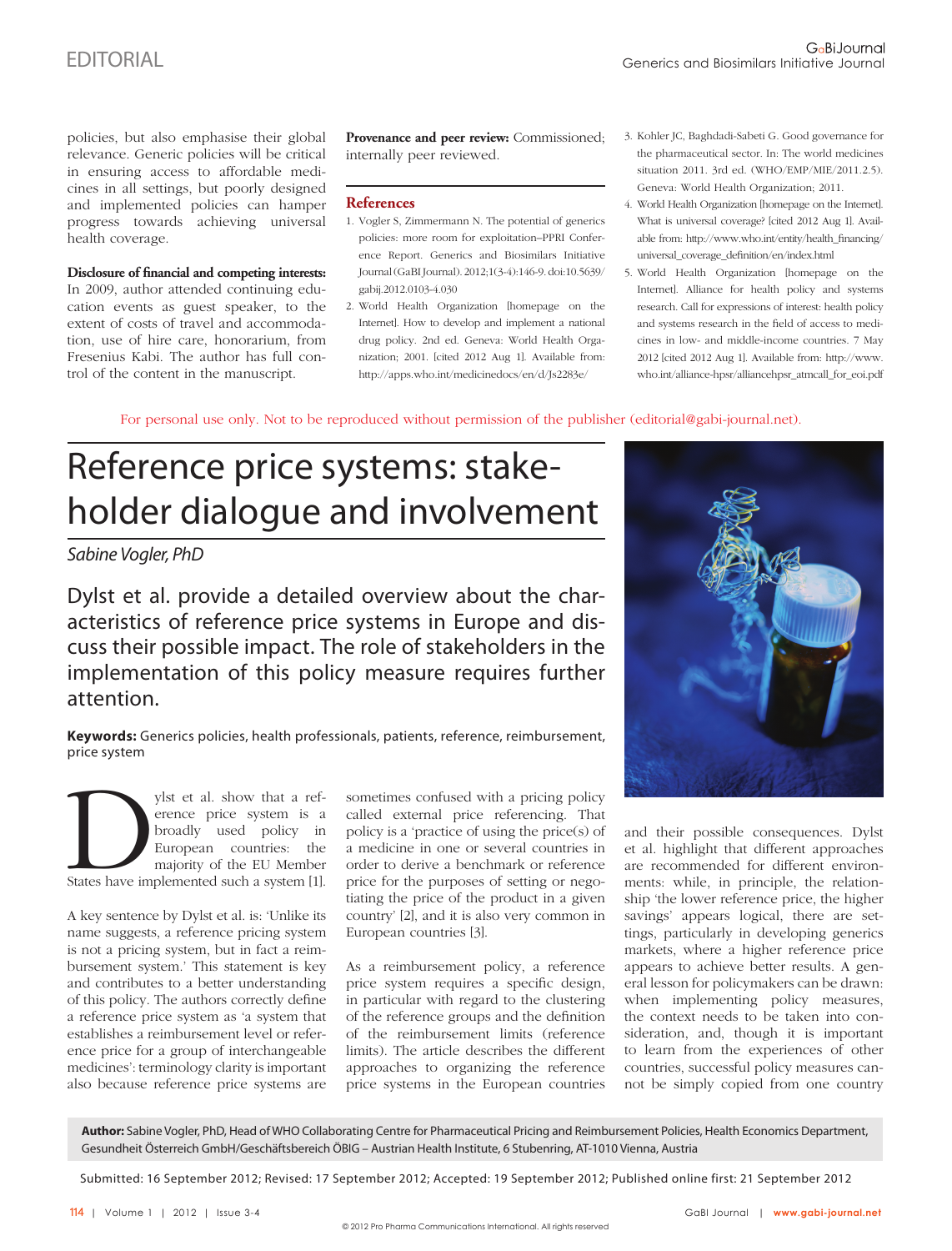policies, but also emphasise their global relevance. Generic policies will be critical in ensuring access to affordable medicines in all settings, but poorly designed and implemented policies can hamper progress towards achieving universal health coverage.

**Disclosure of financial and competing interests:** In 2009, author attended continuing education events as guest speaker, to the extent of costs of travel and accommodation, use of hire care, honorarium, from Fresenius Kabi. The author has full control of the content in the manuscript.

**Provenance and peer review:** Commissioned; internally peer reviewed.

## References

1. Vogler S, Zimmermann N. The potential of generics policies: more room for exploitation–PPRI Conference Report. Generics and Biosimilars Initiative Journal (GaBI Journal). 2012;1(3-4):146-9. doi:10.5639/gabij.2012.0103-4.030
2. World Health Organization [homepage on the Internet]. How to develop and implement a national drug policy. 2nd ed. Geneva: World Health Organization; 2001. [cited 2012 Aug 1]. Available from: http://apps.who.int/medicinedocs/en/d/Js2283e/
3. Kohler JC, Baghdadi-Sabeti G. Good governance for the pharmaceutical sector. In: The world medicines situation 2011. 3rd ed. (WHO/EMP/MIE/2011.2.5). Geneva: World Health Organization; 2011.
4. World Health Organization [homepage on the Internet]. What is universal coverage? [cited 2012 Aug 1]. Available from: http://www.who.int/entity/health_financing/universal_coverage_definition/en/index.html
5. World Health Organization [homepage on the Internet]. Alliance for health policy and systems research. Call for expressions of interest: health policy and systems research in the field of access to medicines in low- and middle-income countries. 7 May 2012 [cited 2012 Aug 1]. Available from: http://www.who.int/alliance-hpsr/alliancehpsr_atmcall_for_eoi.pdf

For personal use only. Not to be reproduced without permission of the publisher (editorial@gabi-journal.net).

# Reference price systems: stakeholder dialogue and involvement

*Sabine Vogler, PhD*

Dylst et al. provide a detailed overview about the characteristics of reference price systems in Europe and discuss their possible impact. The role of stakeholders in the implementation of this policy measure requires further attention.

**Keywords:** Generics policies, health professionals, patients, reference, reimbursement, price system

Dylst et al. show that a reference price system is a broadly used policy in European countries: the majority of the EU Member States have implemented such a system [1].

A key sentence by Dylst et al. is: 'Unlike its name suggests, a reference pricing system is not a pricing system, but in fact a reimbursement system.' This statement is key and contributes to a better understanding of this policy. The authors correctly define a reference price system as 'a system that establishes a reimbursement level or reference price for a group of interchangeable medicines': terminology clarity is important also because reference price systems are sometimes confused with a pricing policy called external price referencing. That policy is a 'practice of using the price(s) of a medicine in one or several countries in order to derive a benchmark or reference price for the purposes of setting or negotiating the price of the product in a given country' [2], and it is also very common in European countries [3].

As a reimbursement policy, a reference price system requires a specific design, in particular with regard to the clustering of the reference groups and the definition of the reimbursement limits (reference limits). The article describes the different approaches to organizing the reference price systems in the European countries and their possible consequences. Dylst et al. highlight that different approaches are recommended for different environments: while, in principle, the relationship 'the lower reference price, the higher savings' appears logical, there are settings, particularly in developing generics markets, where a higher reference price appears to achieve better results. A general lesson for policymakers can be drawn: when implementing policy measures, the context needs to be taken into consideration, and, though it is important to learn from the experiences of other countries, successful policy measures cannot be simply copied from one country

**Author:** Sabine Vogler, PhD, Head of WHO Collaborating Centre for Pharmaceutical Pricing and Reimbursement Policies, Health Economics Department, Gesundheit Österreich GmbH/Geschäftsbereich ÖBIG – Austrian Health Institute, 6 Stubenring, AT-1010 Vienna, Austria

Submitted: 16 September 2012; Revised: 17 September 2012; Accepted: 19 September 2012; Published online first: 21 September 2012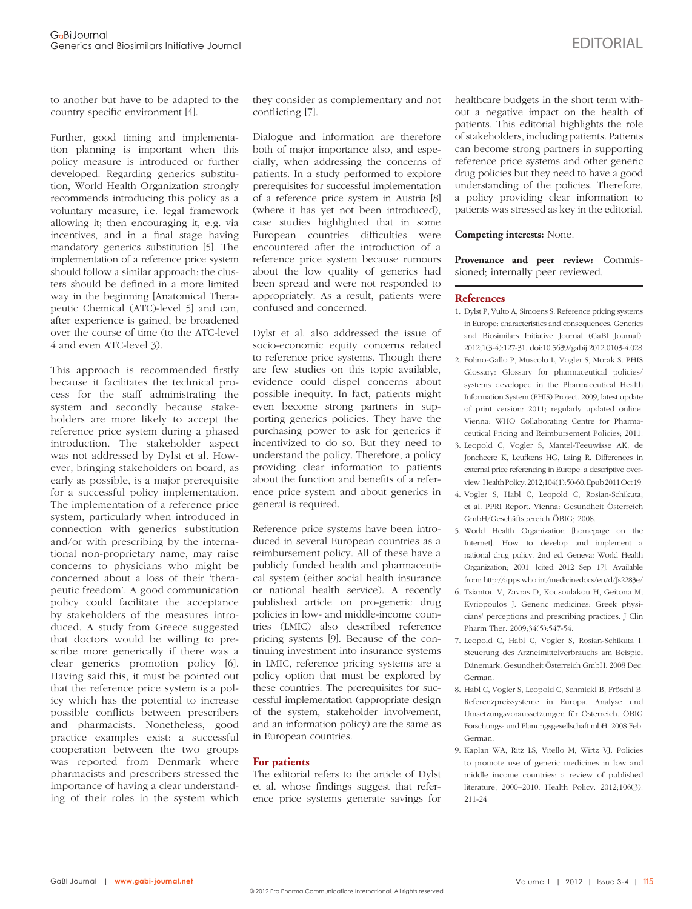to another but have to be adapted to the country specific environment [4].

Further, good timing and implementation planning is important when this policy measure is introduced or further developed. Regarding generics substitution, World Health Organization strongly recommends introducing this policy as a voluntary measure, i.e. legal framework allowing it; then encouraging it, e.g. via incentives, and in a final stage having mandatory generics substitution [5]. The implementation of a reference price system should follow a similar approach: the clusters should be defined in a more limited way in the beginning [Anatomical Therapeutic Chemical (ATC)-level 5] and can, after experience is gained, be broadened over the course of time (to the ATC-level 4 and even ATC-level 3).

This approach is recommended firstly because it facilitates the technical process for the staff administrating the system and secondly because stakeholders are more likely to accept the reference price system during a phased introduction. The stakeholder aspect was not addressed by Dylst et al. However, bringing stakeholders on board, as early as possible, is a major prerequisite for a successful policy implementation. The implementation of a reference price system, particularly when introduced in connection with generics substitution and/or with prescribing by the international non-proprietary name, may raise concerns to physicians who might be concerned about a loss of their 'therapeutic freedom'. A good communication policy could facilitate the acceptance by stakeholders of the measures introduced. A study from Greece suggested that doctors would be willing to prescribe more generically if there was a clear generics promotion policy [6]. Having said this, it must be pointed out that the reference price system is a policy which has the potential to increase possible conflicts between prescribers and pharmacists. Nonetheless, good practice examples exist: a successful cooperation between the two groups was reported from Denmark where pharmacists and prescribers stressed the importance of having a clear understanding of their roles in the system which they consider as complementary and not conflicting [7].

Dialogue and information are therefore both of major importance also, and especially, when addressing the concerns of patients. In a study performed to explore prerequisites for successful implementation of a reference price system in Austria [8] (where it has yet not been introduced), case studies highlighted that in some European countries difficulties were encountered after the introduction of a reference price system because rumours about the low quality of generics had been spread and were not responded to appropriately. As a result, patients were confused and concerned.

Dylst et al. also addressed the issue of socio-economic equity concerns related to reference price systems. Though there are few studies on this topic available, evidence could dispel concerns about possible inequity. In fact, patients might even become strong partners in supporting generics policies. They have the purchasing power to ask for generics if incentivized to do so. But they need to understand the policy. Therefore, a policy providing clear information to patients about the function and benefits of a reference price system and about generics in general is required.

Reference price systems have been introduced in several European countries as a reimbursement policy. All of these have a publicly funded health and pharmaceutical system (either social health insurance or national health service). A recently published article on pro-generic drug policies in low- and middle-income countries (LMIC) also described reference pricing systems [9]. Because of the continuing investment into insurance systems in LMIC, reference pricing systems are a policy option that must be explored by these countries. The prerequisites for successful implementation (appropriate design of the system, stakeholder involvement, and an information policy) are the same as in European countries.

## For patients

The editorial refers to the article of Dylst et al. whose findings suggest that reference price systems generate savings for healthcare budgets in the short term without a negative impact on the health of patients. This editorial highlights the role of stakeholders, including patients. Patients can become strong partners in supporting reference price systems and other generic drug policies but they need to have a good understanding of the policies. Therefore, a policy providing clear information to patients was stressed as key in the editorial.

**Competing interests:** None.

**Provenance and peer review:** Commissioned; internally peer reviewed.

## References

1. Dylst P, Vulto A, Simoens S. Reference pricing systems in Europe: characteristics and consequences. Generics and Biosimilars Initiative Journal (GaBI Journal). 2012;1(3-4):127-31. doi:10.5639/gabij.2012.0103-4.028
2. Folino-Gallo P, Muscolo L, Vogler S, Morak S. PHIS Glossary: Glossary for pharmaceutical policies/systems developed in the Pharmaceutical Health Information System (PHIS) Project. 2009, latest update of print version: 2011; regularly updated online. Vienna: WHO Collaborating Centre for Pharmaceutical Pricing and Reimbursement Policies; 2011.
3. Leopold C, Vogler S, Mantel-Teeuwisse AK, de Joncheere K, Leufkens HG, Laing R. Differences in external price referencing in Europe: a descriptive overview. Health Policy. 2012;104(1):50-60. Epub 2011 Oct 19.
4. Vogler S, Habl C, Leopold C, Rosian-Schikuta, et al. PPRI Report. Vienna: Gesundheit Österreich GmbH/Geschäftsbereich ÖBIG; 2008.
5. World Health Organization [homepage on the Internet]. How to develop and implement a national drug policy. 2nd ed. Geneva: World Health Organization; 2001. [cited 2012 Sep 17]. Available from: http://apps.who.int/medicinedocs/en/d/Js2283e/
6. Tsiantou V, Zavras D, Kousoulakou H, Geitona M, Kyriopoulos J. Generic medicines: Greek physicians' perceptions and prescribing practices. J Clin Pharm Ther. 2009;34(5):547-54.
7. Leopold C, Habl C, Vogler S, Rosian-Schikuta I. Steuerung des Arzneimittelverbrauchs am Beispiel Dänemark. Gesundheit Österreich GmbH. 2008 Dec. German.
8. Habl C, Vogler S, Leopold C, Schmickl B, Fröschl B. Referenzpreissysteme in Europa. Analyse und Umsetzungsvoraussetzungen für Österreich. ÖBIG Forschungs- und Planungsgesellschaft mbH. 2008 Feb. German.
9. Kaplan WA, Ritz LS, Vitello M, Wirtz VJ. Policies to promote use of generic medicines in low and middle income countries: a review of published literature, 2000–2010. Health Policy. 2012;106(3): 211-24.